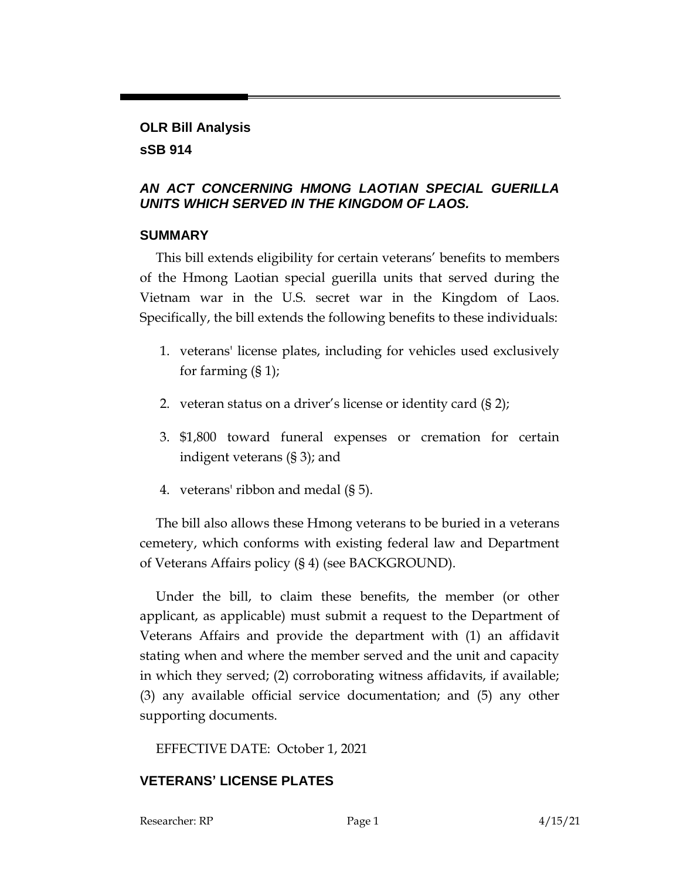## OLR Bill Analysis

## sSB 914

### *AN ACT CONCERNING HMONG LAOTIAN SPECIAL GUERILLA UNITS WHICH SERVED IN THE KINGDOM OF LAOS.*

### SUMMARY

This bill extends eligibility for certain veterans' benefits to members of the Hmong Laotian special guerilla units that served during the Vietnam war in the U.S. secret war in the Kingdom of Laos. Specifically, the bill extends the following benefits to these individuals:

1. veterans' license plates, including for vehicles used exclusively for farming (§ 1);
2. veteran status on a driver's license or identity card (§ 2);
3. $1,800 toward funeral expenses or cremation for certain indigent veterans (§ 3); and
4. veterans' ribbon and medal (§ 5).

The bill also allows these Hmong veterans to be buried in a veterans cemetery, which conforms with existing federal law and Department of Veterans Affairs policy (§ 4) (see BACKGROUND).

Under the bill, to claim these benefits, the member (or other applicant, as applicable) must submit a request to the Department of Veterans Affairs and provide the department with (1) an affidavit stating when and where the member served and the unit and capacity in which they served; (2) corroborating witness affidavits, if available; (3) any available official service documentation; and (5) any other supporting documents.

EFFECTIVE DATE: October 1, 2021

### VETERANS' LICENSE PLATES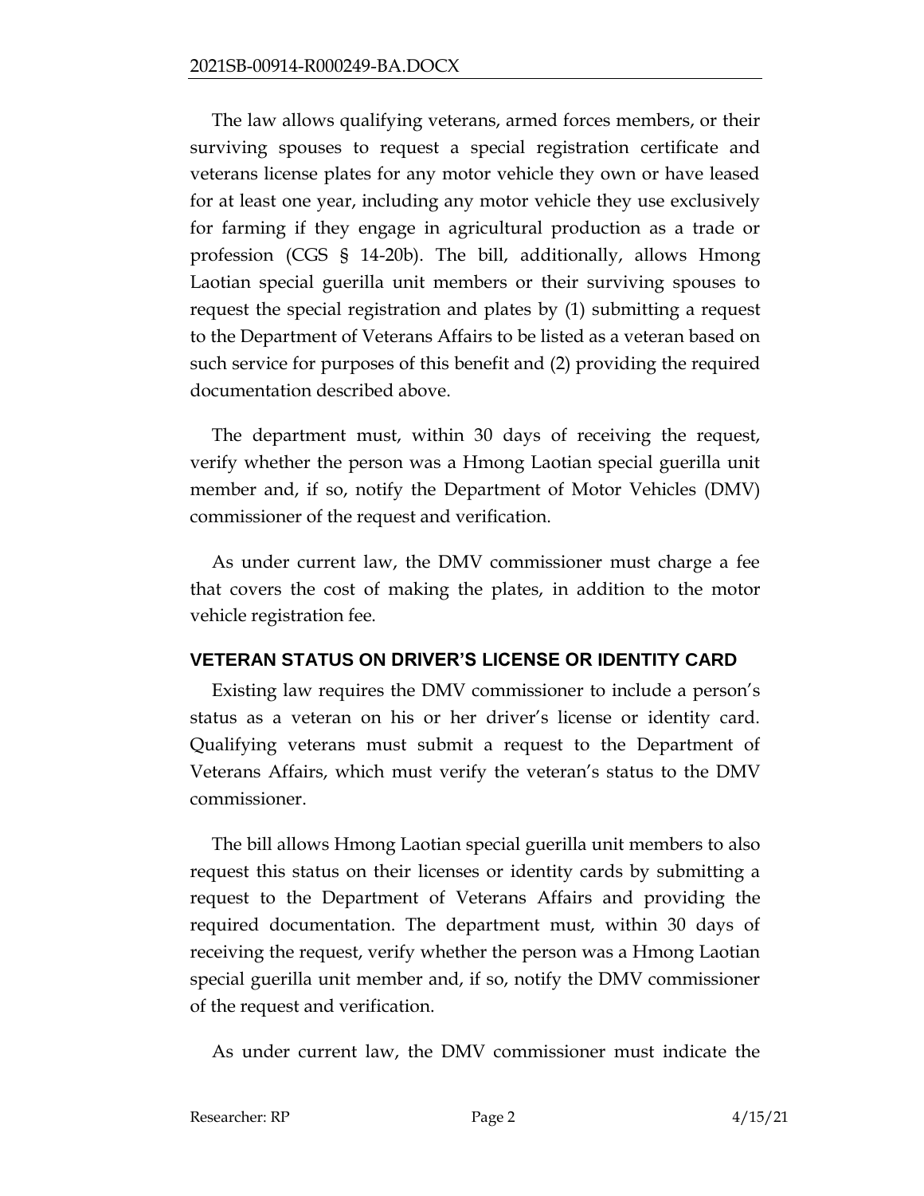The law allows qualifying veterans, armed forces members, or their surviving spouses to request a special registration certificate and veterans license plates for any motor vehicle they own or have leased for at least one year, including any motor vehicle they use exclusively for farming if they engage in agricultural production as a trade or profession (CGS § 14-20b). The bill, additionally, allows Hmong Laotian special guerilla unit members or their surviving spouses to request the special registration and plates by (1) submitting a request to the Department of Veterans Affairs to be listed as a veteran based on such service for purposes of this benefit and (2) providing the required documentation described above.

The department must, within 30 days of receiving the request, verify whether the person was a Hmong Laotian special guerilla unit member and, if so, notify the Department of Motor Vehicles (DMV) commissioner of the request and verification.

As under current law, the DMV commissioner must charge a fee that covers the cost of making the plates, in addition to the motor vehicle registration fee.

## VETERAN STATUS ON DRIVER'S LICENSE OR IDENTITY CARD

Existing law requires the DMV commissioner to include a person's status as a veteran on his or her driver's license or identity card. Qualifying veterans must submit a request to the Department of Veterans Affairs, which must verify the veteran's status to the DMV commissioner.

The bill allows Hmong Laotian special guerilla unit members to also request this status on their licenses or identity cards by submitting a request to the Department of Veterans Affairs and providing the required documentation. The department must, within 30 days of receiving the request, verify whether the person was a Hmong Laotian special guerilla unit member and, if so, notify the DMV commissioner of the request and verification.

As under current law, the DMV commissioner must indicate the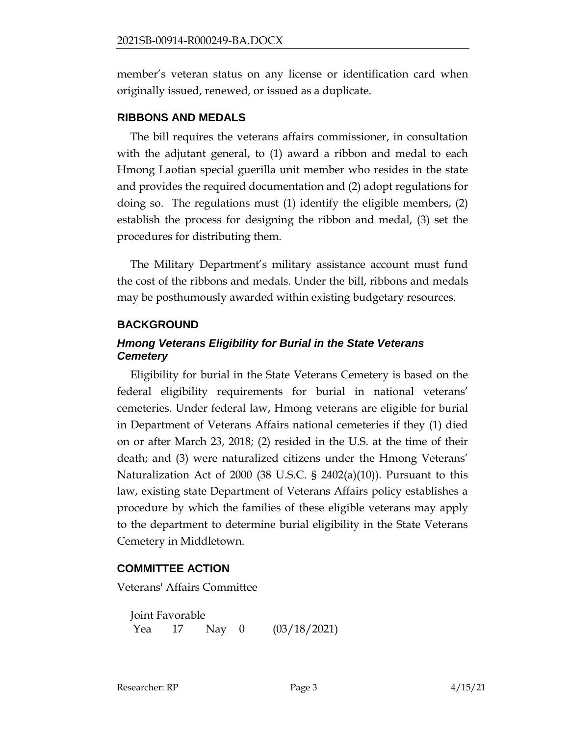member's veteran status on any license or identification card when originally issued, renewed, or issued as a duplicate.

## RIBBONS AND MEDALS

The bill requires the veterans affairs commissioner, in consultation with the adjutant general, to (1) award a ribbon and medal to each Hmong Laotian special guerilla unit member who resides in the state and provides the required documentation and (2) adopt regulations for doing so. The regulations must (1) identify the eligible members, (2) establish the process for designing the ribbon and medal, (3) set the procedures for distributing them.

The Military Department's military assistance account must fund the cost of the ribbons and medals. Under the bill, ribbons and medals may be posthumously awarded within existing budgetary resources.

## BACKGROUND

### *Hmong Veterans Eligibility for Burial in the State Veterans Cemetery*

Eligibility for burial in the State Veterans Cemetery is based on the federal eligibility requirements for burial in national veterans' cemeteries. Under federal law, Hmong veterans are eligible for burial in Department of Veterans Affairs national cemeteries if they (1) died on or after March 23, 2018; (2) resided in the U.S. at the time of their death; and (3) were naturalized citizens under the Hmong Veterans' Naturalization Act of 2000 (38 U.S.C. § 2402(a)(10)). Pursuant to this law, existing state Department of Veterans Affairs policy establishes a procedure by which the families of these eligible veterans may apply to the department to determine burial eligibility in the State Veterans Cemetery in Middletown.

## COMMITTEE ACTION

Veterans' Affairs Committee

Joint Favorable
Yea 17 Nay 0 (03/18/2021)